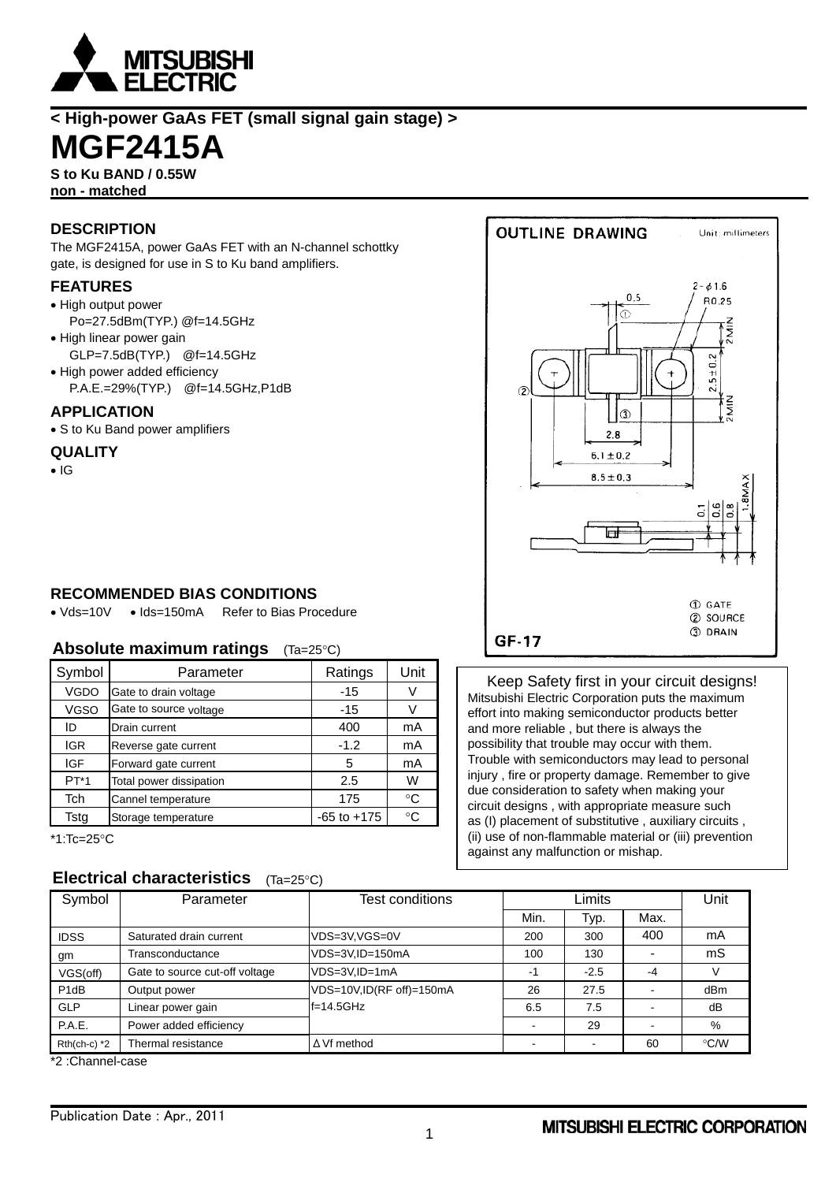# < High-power GaAs FET (small signal gain stage) >

# MGF2415A

**S to Ku BAND / 0.55W**
**non - matched**

## DESCRIPTION

The MGF2415A, power GaAs FET with an N-channel schottky gate, is designed for use in S to Ku band amplifiers.

## FEATURES

- High output power
  Po=27.5dBm(TYP.) @f=14.5GHz
- High linear power gain
  GLP=7.5dB(TYP.) @f=14.5GHz
- High power added efficiency
  P.A.E.=29%(TYP.) @f=14.5GHz,P1dB

## APPLICATION

- S to Ku Band power amplifiers

## QUALITY

- IG

## RECOMMENDED BIAS CONDITIONS

- Vds=10V
- Ids=150mA  Refer to Bias Procedure

OUTLINE DRAWING  Unit: millimeters

2 - φ1.6
R0.25
0.5
①
2MIN
2.5±0.2
②
2MIN
③
2.8
6.1±0.2
8.5±0.3
0.1
0.6
0.8
1.8MAX

① GATE
② SOURCE
③ DRAIN

GF-17

## Absolute maximum ratings (Ta=25°C)

| Symbol | Parameter | Ratings | Unit |
|---|---|---|---|
| VGDO | Gate to drain voltage | -15 | V |
| VGSO | Gate to source voltage | -15 | V |
| ID | Drain current | 400 | mA |
| IGR | Reverse gate current | -1.2 | mA |
| IGF | Forward gate current | 5 | mA |
| PT*1 | Total power dissipation | 2.5 | W |
| Tch | Cannel temperature | 175 | °C |
| Tstg | Storage temperature | -65 to +175 | °C |

*1:Tc=25°C

Keep Safety first in your circuit designs!
Mitsubishi Electric Corporation puts the maximum effort into making semiconductor products better and more reliable , but there is always the possibility that trouble may occur with them. Trouble with semiconductors may lead to personal injury , fire or property damage. Remember to give due consideration to safety when making your circuit designs , with appropriate measure such as (I) placement of substitutive , auxiliary circuits , (ii) use of non-flammable material or (iii) prevention against any malfunction or mishap.

## Electrical characteristics (Ta=25°C)

| Symbol | Parameter | Test conditions | Limits | | | Unit |
|---|---|---|---|---|---|---|
| | | | Min. | Typ. | Max. | |
| IDSS | Saturated drain current | VDS=3V,VGS=0V | 200 | 300 | 400 | mA |
| gm | Transconductance | VDS=3V,ID=150mA | 100 | 130 | - | mS |
| VGS(off) | Gate to source cut-off voltage | VDS=3V,ID=1mA | -1 | -2.5 | -4 | V |
| P1dB | Output power | VDS=10V,ID(RF off)=150mA | 26 | 27.5 | - | dBm |
| GLP | Linear power gain | f=14.5GHz | 6.5 | 7.5 | - | dB |
| P.A.E. | Power added efficiency | | - | 29 | - | % |
| Rth(ch-c) *2 | Thermal resistance | ΔVf method | - | - | 60 | °C/W |

*2 :Channel-case

Publication Date : Apr., 2011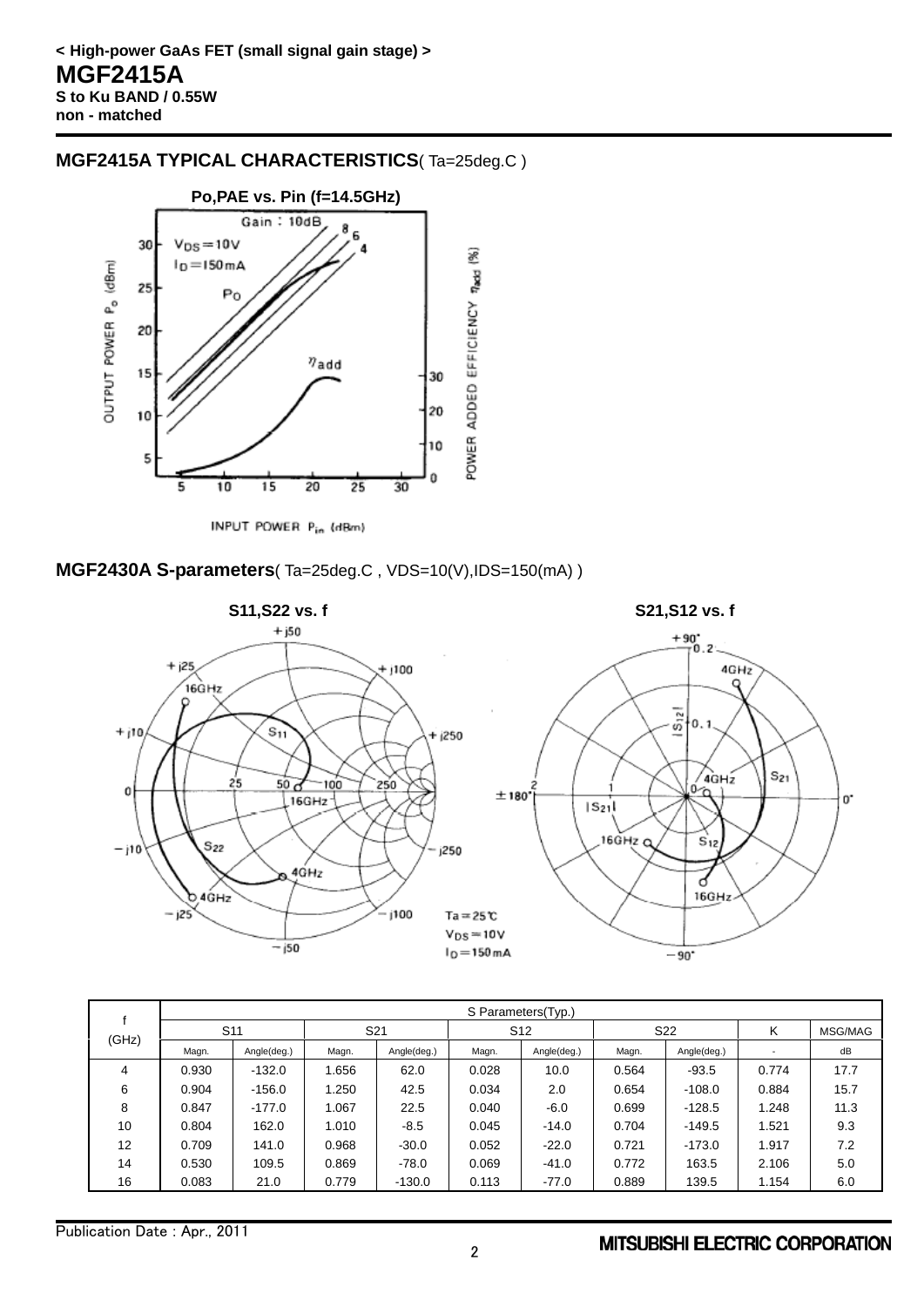**< High-power GaAs FET (small signal gain stage) >**

# MGF2415A

**S to Ku BAND / 0.55W**
**non - matched**

## MGF2415A TYPICAL CHARACTERISTICS( Ta=25deg.C )

**Po,PAE vs. Pin (f=14.5GHz)**

## MGF2430A S-parameters( Ta=25deg.C , VDS=10(V),IDS=150(mA) )

**S11,S22 vs. f** **S21,S12 vs. f**

| f (GHz) | S Parameters(Typ.) | | | | | | | | | |
|---|---|---|---|---|---|---|---|---|---|---|
| | S11 | | S21 | | S12 | | S22 | | K | MSG/MAG |
| | Magn. | Angle(deg.) | Magn. | Angle(deg.) | Magn. | Angle(deg.) | Magn. | Angle(deg.) | - | dB |
| 4 | 0.930 | -132.0 | 1.656 | 62.0 | 0.028 | 10.0 | 0.564 | -93.5 | 0.774 | 17.7 |
| 6 | 0.904 | -156.0 | 1.250 | 42.5 | 0.034 | 2.0 | 0.654 | -108.0 | 0.884 | 15.7 |
| 8 | 0.847 | -177.0 | 1.067 | 22.5 | 0.040 | -6.0 | 0.699 | -128.5 | 1.248 | 11.3 |
| 10 | 0.804 | 162.0 | 1.010 | -8.5 | 0.045 | -14.0 | 0.704 | -149.5 | 1.521 | 9.3 |
| 12 | 0.709 | 141.0 | 0.968 | -30.0 | 0.052 | -22.0 | 0.721 | -173.0 | 1.917 | 7.2 |
| 14 | 0.530 | 109.5 | 0.869 | -78.0 | 0.069 | -41.0 | 0.772 | 163.5 | 2.106 | 5.0 |
| 16 | 0.083 | 21.0 | 0.779 | -130.0 | 0.113 | -77.0 | 0.889 | 139.5 | 1.154 | 6.0 |

Publication Date : Apr., 2011

MITSUBISHI ELECTRIC CORPORATION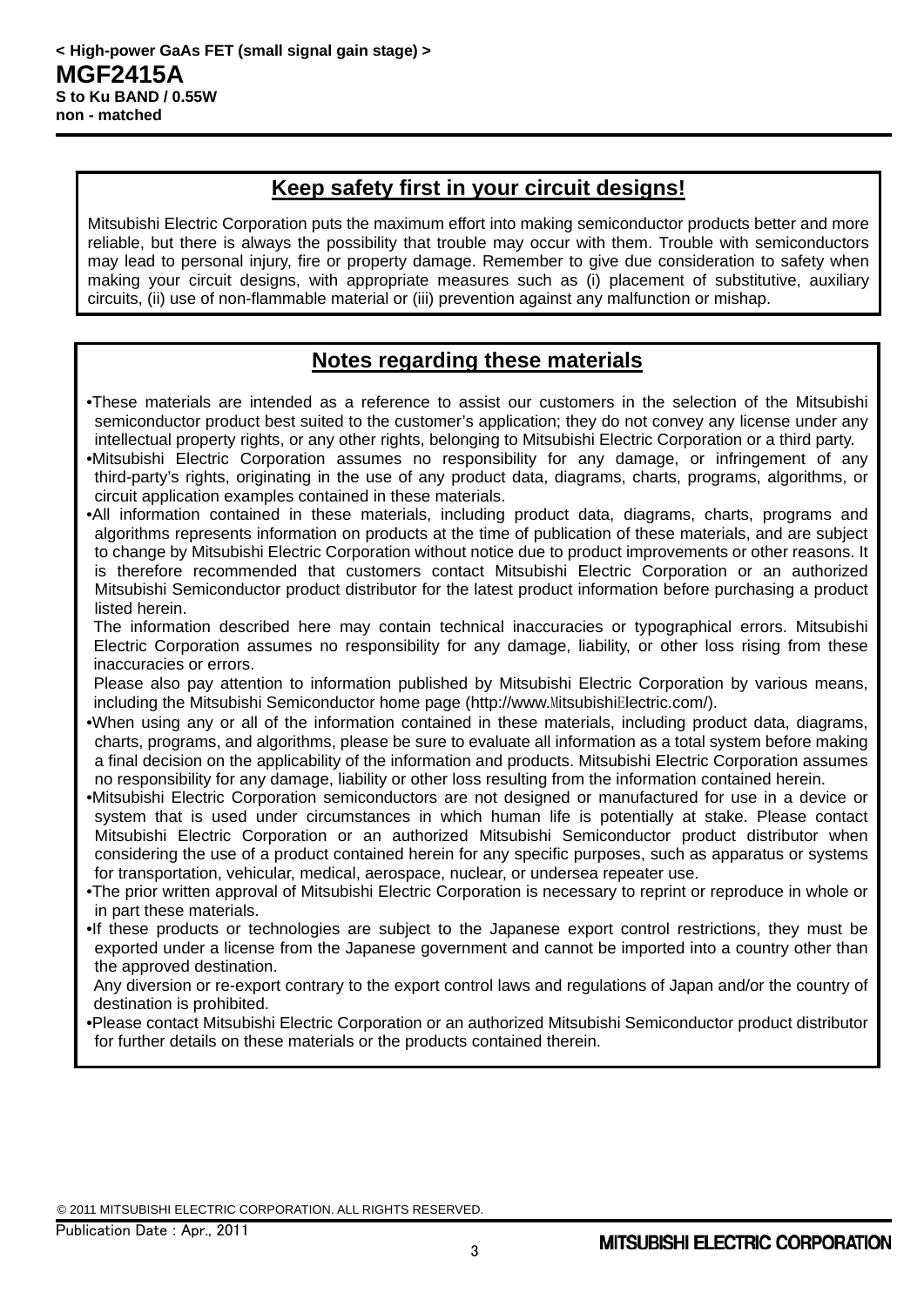## Keep safety first in your circuit designs!

Mitsubishi Electric Corporation puts the maximum effort into making semiconductor products better and more reliable, but there is always the possibility that trouble may occur with them. Trouble with semiconductors may lead to personal injury, fire or property damage. Remember to give due consideration to safety when making your circuit designs, with appropriate measures such as (i) placement of substitutive, auxiliary circuits, (ii) use of non-flammable material or (iii) prevention against any malfunction or mishap.

## Notes regarding these materials

- These materials are intended as a reference to assist our customers in the selection of the Mitsubishi semiconductor product best suited to the customer's application; they do not convey any license under any intellectual property rights, or any other rights, belonging to Mitsubishi Electric Corporation or a third party.
- Mitsubishi Electric Corporation assumes no responsibility for any damage, or infringement of any third-party's rights, originating in the use of any product data, diagrams, charts, programs, algorithms, or circuit application examples contained in these materials.
- All information contained in these materials, including product data, diagrams, charts, programs and algorithms represents information on products at the time of publication of these materials, and are subject to change by Mitsubishi Electric Corporation without notice due to product improvements or other reasons. It is therefore recommended that customers contact Mitsubishi Electric Corporation or an authorized Mitsubishi Semiconductor product distributor for the latest product information before purchasing a product listed herein.
  The information described here may contain technical inaccuracies or typographical errors. Mitsubishi Electric Corporation assumes no responsibility for any damage, liability, or other loss rising from these inaccuracies or errors.
  Please also pay attention to information published by Mitsubishi Electric Corporation by various means, including the Mitsubishi Semiconductor home page (http://www.MitsubishiElectric.com/).
- When using any or all of the information contained in these materials, including product data, diagrams, charts, programs, and algorithms, please be sure to evaluate all information as a total system before making a final decision on the applicability of the information and products. Mitsubishi Electric Corporation assumes no responsibility for any damage, liability or other loss resulting from the information contained herein.
- Mitsubishi Electric Corporation semiconductors are not designed or manufactured for use in a device or system that is used under circumstances in which human life is potentially at stake. Please contact Mitsubishi Electric Corporation or an authorized Mitsubishi Semiconductor product distributor when considering the use of a product contained herein for any specific purposes, such as apparatus or systems for transportation, vehicular, medical, aerospace, nuclear, or undersea repeater use.
- The prior written approval of Mitsubishi Electric Corporation is necessary to reprint or reproduce in whole or in part these materials.
- If these products or technologies are subject to the Japanese export control restrictions, they must be exported under a license from the Japanese government and cannot be imported into a country other than the approved destination.
  Any diversion or re-export contrary to the export control laws and regulations of Japan and/or the country of destination is prohibited.
- Please contact Mitsubishi Electric Corporation or an authorized Mitsubishi Semiconductor product distributor for further details on these materials or the products contained therein.

© 2011 MITSUBISHI ELECTRIC CORPORATION. ALL RIGHTS RESERVED.